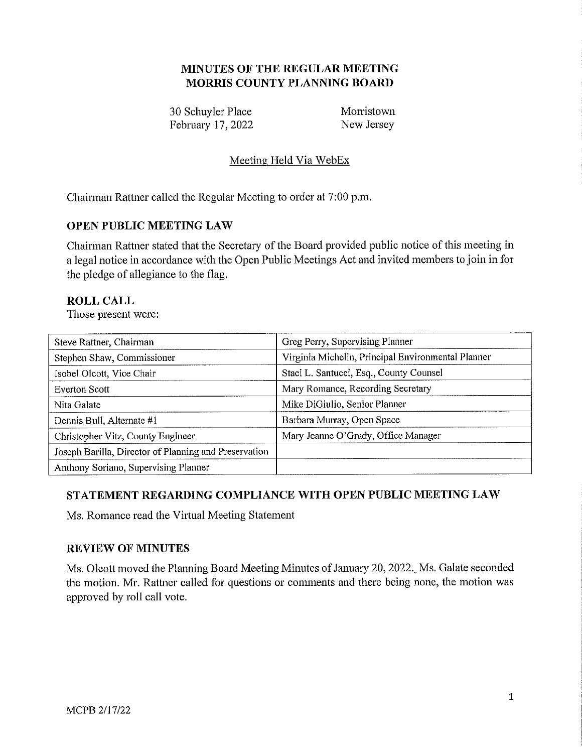# MINUTES OF THE REGULAR MEETING
# MORRIS COUNTY PLANNING BOARD

30 Schuyler Place, Morristown
February 17, 2022, New Jersey

Meeting Held Via WebEx

Chairman Rattner called the Regular Meeting to order at 7:00 p.m.

## OPEN PUBLIC MEETING LAW

Chairman Rattner stated that the Secretary of the Board provided public notice of this meeting in a legal notice in accordance with the Open Public Meetings Act and invited members to join in for the pledge of allegiance to the flag.

## ROLL CALL

Those present were:

| | |
|---|---|
| Steve Rattner, Chairman | Greg Perry, Supervising Planner |
| Stephen Shaw, Commissioner | Virginia Michelin, Principal Environmental Planner |
| Isobel Olcott, Vice Chair | Staci L. Santucci, Esq., County Counsel |
| Everton Scott | Mary Romance, Recording Secretary |
| Nita Galate | Mike DiGiulio, Senior Planner |
| Dennis Bull, Alternate #1 | Barbara Murray, Open Space |
| Christopher Vitz, County Engineer | Mary Jeanne O'Grady, Office Manager |
| Joseph Barilla, Director of Planning and Preservation | |
| Anthony Soriano, Supervising Planner | |

## STATEMENT REGARDING COMPLIANCE WITH OPEN PUBLIC MEETING LAW

Ms. Romance read the Virtual Meeting Statement

## REVIEW OF MINUTES

Ms. Olcott moved the Planning Board Meeting Minutes of January 20, 2022. Ms. Galate seconded the motion. Mr. Rattner called for questions or comments and there being none, the motion was approved by roll call vote.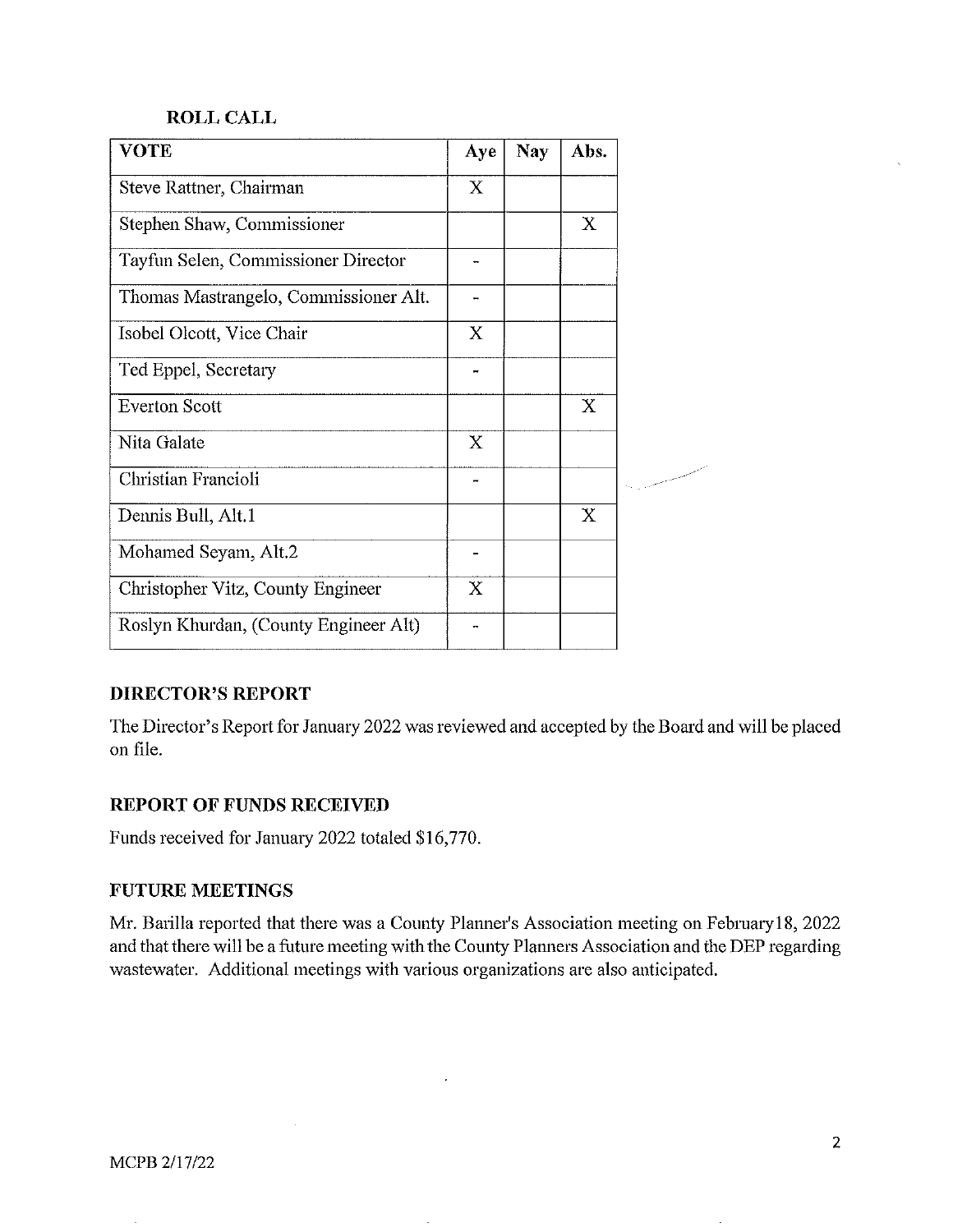**ROLL CALL**

| VOTE | Aye | Nay | Abs. |
|---|---|---|---|
| Steve Rattner, Chairman | X | | |
| Stephen Shaw, Commissioner | | | X |
| Tayfun Selen, Commissioner Director | - | | |
| Thomas Mastrangelo, Commissioner Alt. | - | | |
| Isobel Olcott, Vice Chair | X | | |
| Ted Eppel, Secretary | - | | |
| Everton Scott | | | X |
| Nita Galate | X | | |
| Christian Francioli | - | | |
| Dennis Bull, Alt.1 | | | X |
| Mohamed Seyam, Alt.2 | - | | |
| Christopher Vitz, County Engineer | X | | |
| Roslyn Khurdan, (County Engineer Alt) | - | | |

## DIRECTOR'S REPORT

The Director's Report for January 2022 was reviewed and accepted by the Board and will be placed on file.

## REPORT OF FUNDS RECEIVED

Funds received for January 2022 totaled $16,770.

## FUTURE MEETINGS

Mr. Barilla reported that there was a County Planner's Association meeting on February18, 2022 and that there will be a future meeting with the County Planners Association and the DEP regarding wastewater. Additional meetings with various organizations are also anticipated.

MCPB 2/17/22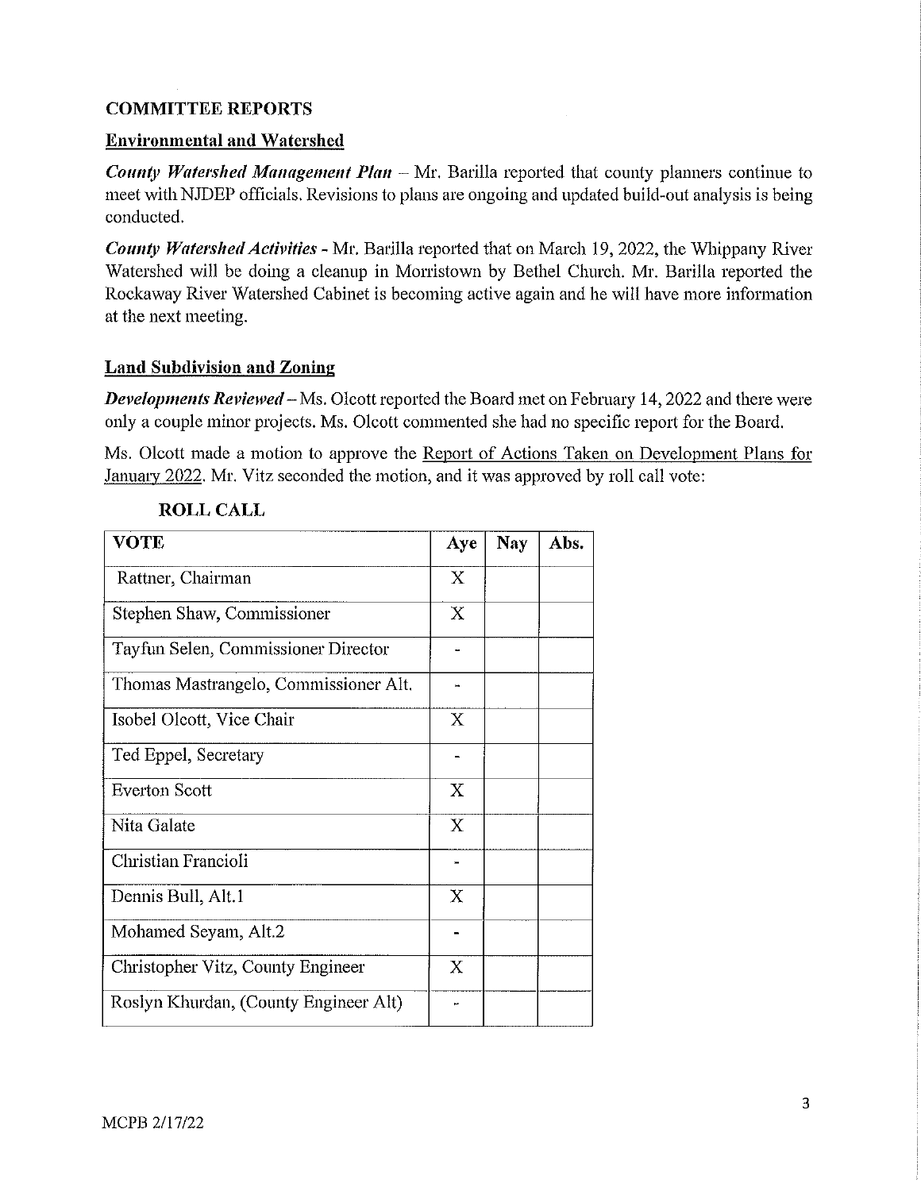## COMMITTEE REPORTS

### Environmental and Watershed

***County Watershed Management Plan*** – Mr. Barilla reported that county planners continue to meet with NJDEP officials. Revisions to plans are ongoing and updated build-out analysis is being conducted.

***County Watershed Activities*** - Mr. Barilla reported that on March 19, 2022, the Whippany River Watershed will be doing a cleanup in Morristown by Bethel Church. Mr. Barilla reported the Rockaway River Watershed Cabinet is becoming active again and he will have more information at the next meeting.

### Land Subdivision and Zoning

***Developments Reviewed*** – Ms. Olcott reported the Board met on February 14, 2022 and there were only a couple minor projects. Ms. Olcott commented she had no specific report for the Board.

Ms. Olcott made a motion to approve the Report of Actions Taken on Development Plans for January 2022. Mr. Vitz seconded the motion, and it was approved by roll call vote:

**ROLL CALL**

| VOTE | Aye | Nay | Abs. |
|---|---|---|---|
| Rattner, Chairman | X | | |
| Stephen Shaw, Commissioner | X | | |
| Tayfun Selen, Commissioner Director | - | | |
| Thomas Mastrangelo, Commissioner Alt. | - | | |
| Isobel Olcott, Vice Chair | X | | |
| Ted Eppel, Secretary | - | | |
| Everton Scott | X | | |
| Nita Galate | X | | |
| Christian Francioli | - | | |
| Dennis Bull, Alt.1 | X | | |
| Mohamed Seyam, Alt.2 | - | | |
| Christopher Vitz, County Engineer | X | | |
| Roslyn Khurdan, (County Engineer Alt) | - | | |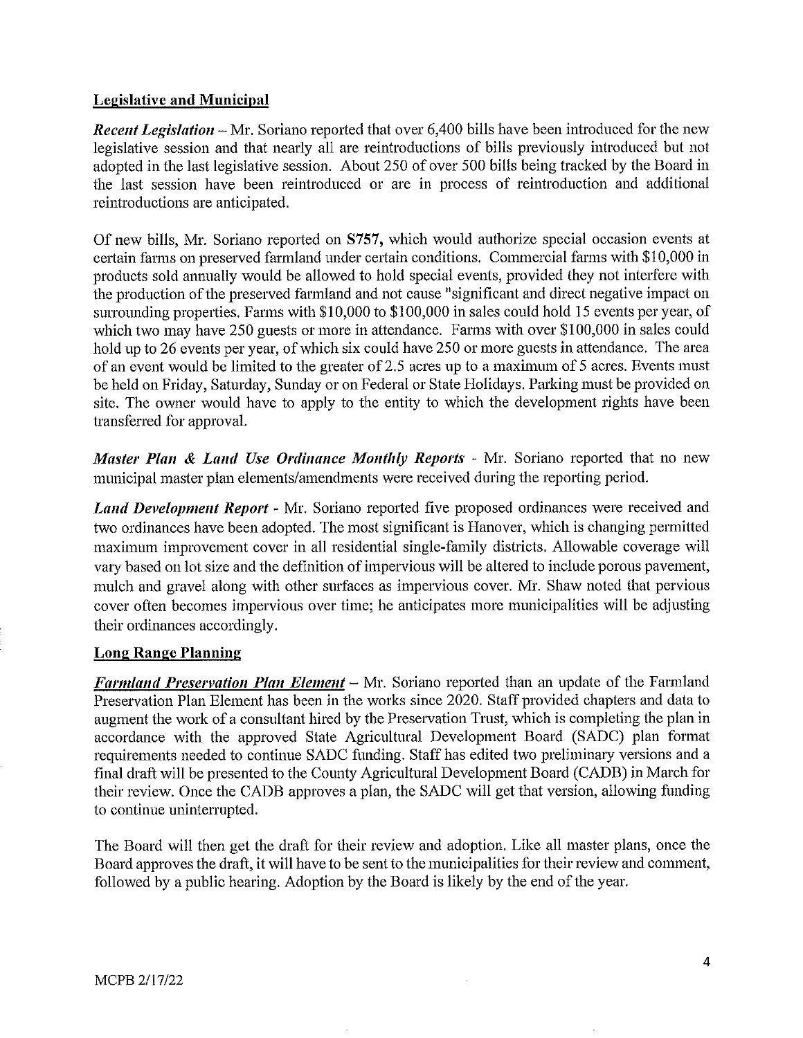## Legislative and Municipal

***Recent Legislation*** – Mr. Soriano reported that over 6,400 bills have been introduced for the new legislative session and that nearly all are reintroductions of bills previously introduced but not adopted in the last legislative session. About 250 of over 500 bills being tracked by the Board in the last session have been reintroduced or are in process of reintroduction and additional reintroductions are anticipated.

Of new bills, Mr. Soriano reported on **S757,** which would authorize special occasion events at certain farms on preserved farmland under certain conditions. Commercial farms with $10,000 in products sold annually would be allowed to hold special events, provided they not interfere with the production of the preserved farmland and not cause "significant and direct negative impact on surrounding properties. Farms with $10,000 to $100,000 in sales could hold 15 events per year, of which two may have 250 guests or more in attendance. Farms with over $100,000 in sales could hold up to 26 events per year, of which six could have 250 or more guests in attendance. The area of an event would be limited to the greater of 2.5 acres up to a maximum of 5 acres. Events must be held on Friday, Saturday, Sunday or on Federal or State Holidays. Parking must be provided on site. The owner would have to apply to the entity to which the development rights have been transferred for approval.

***Master Plan & Land Use Ordinance Monthly Reports*** - Mr. Soriano reported that no new municipal master plan elements/amendments were received during the reporting period.

***Land Development Report*** - Mr. Soriano reported five proposed ordinances were received and two ordinances have been adopted. The most significant is Hanover, which is changing permitted maximum improvement cover in all residential single-family districts. Allowable coverage will vary based on lot size and the definition of impervious will be altered to include porous pavement, mulch and gravel along with other surfaces as impervious cover. Mr. Shaw noted that pervious cover often becomes impervious over time; he anticipates more municipalities will be adjusting their ordinances accordingly.

## Long Range Planning

***Farmland Preservation Plan Element*** – Mr. Soriano reported than an update of the Farmland Preservation Plan Element has been in the works since 2020. Staff provided chapters and data to augment the work of a consultant hired by the Preservation Trust, which is completing the plan in accordance with the approved State Agricultural Development Board (SADC) plan format requirements needed to continue SADC funding. Staff has edited two preliminary versions and a final draft will be presented to the County Agricultural Development Board (CADB) in March for their review. Once the CADB approves a plan, the SADC will get that version, allowing funding to continue uninterrupted.

The Board will then get the draft for their review and adoption. Like all master plans, once the Board approves the draft, it will have to be sent to the municipalities for their review and comment, followed by a public hearing. Adoption by the Board is likely by the end of the year.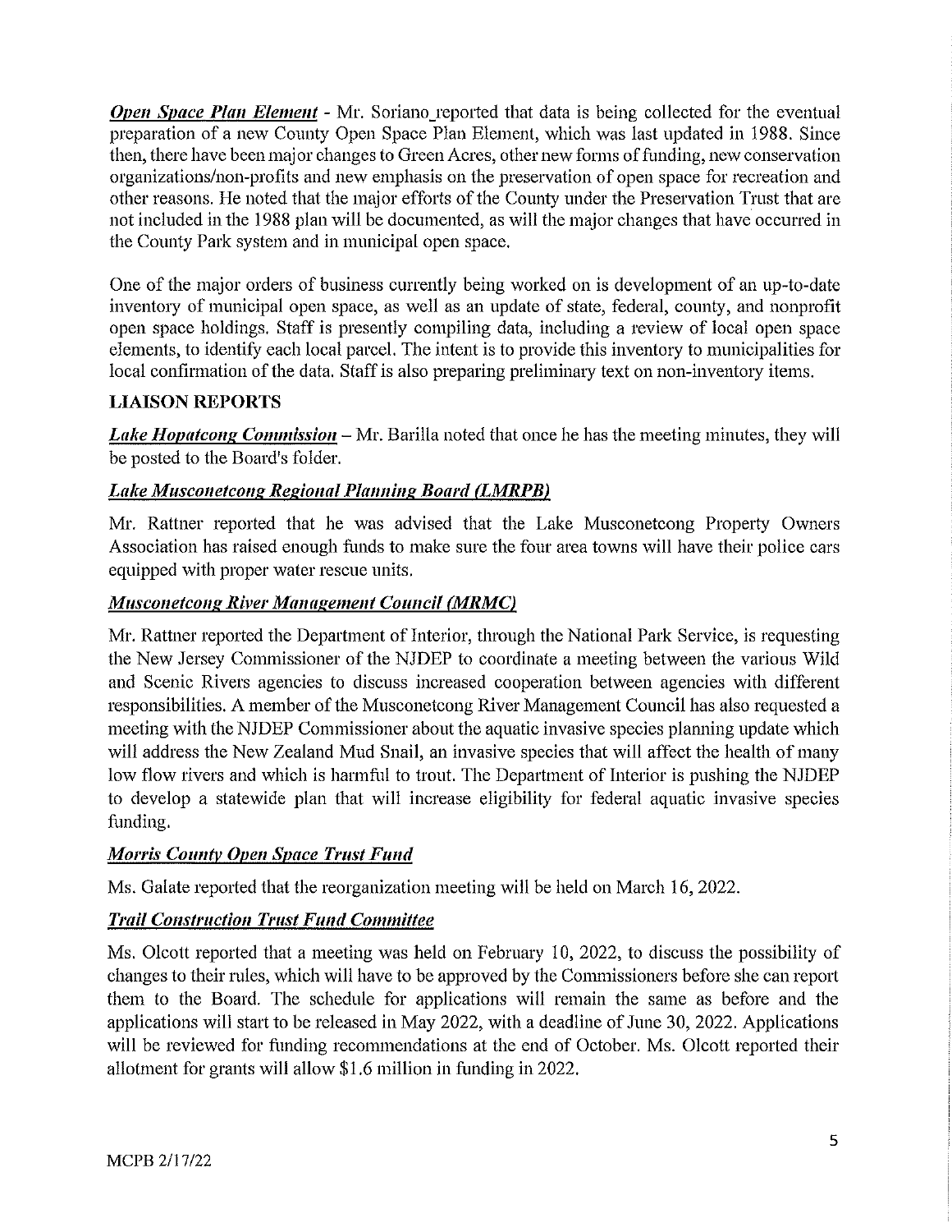***Open Space Plan Element*** - Mr. Soriano reported that data is being collected for the eventual preparation of a new County Open Space Plan Element, which was last updated in 1988. Since then, there have been major changes to Green Acres, other new forms of funding, new conservation organizations/non-profits and new emphasis on the preservation of open space for recreation and other reasons. He noted that the major efforts of the County under the Preservation Trust that are not included in the 1988 plan will be documented, as will the major changes that have occurred in the County Park system and in municipal open space.

One of the major orders of business currently being worked on is development of an up-to-date inventory of municipal open space, as well as an update of state, federal, county, and nonprofit open space holdings. Staff is presently compiling data, including a review of local open space elements, to identify each local parcel. The intent is to provide this inventory to municipalities for local confirmation of the data. Staff is also preparing preliminary text on non-inventory items.

## LIAISON REPORTS

***Lake Hopatcong Commission*** – Mr. Barilla noted that once he has the meeting minutes, they will be posted to the Board's folder.

### *Lake Musconetcong Regional Planning Board (LMRPB)*

Mr. Rattner reported that he was advised that the Lake Musconetcong Property Owners Association has raised enough funds to make sure the four area towns will have their police cars equipped with proper water rescue units.

### *Musconetcong River Management Council (MRMC)*

Mr. Rattner reported the Department of Interior, through the National Park Service, is requesting the New Jersey Commissioner of the NJDEP to coordinate a meeting between the various Wild and Scenic Rivers agencies to discuss increased cooperation between agencies with different responsibilities. A member of the Musconetcong River Management Council has also requested a meeting with the NJDEP Commissioner about the aquatic invasive species planning update which will address the New Zealand Mud Snail, an invasive species that will affect the health of many low flow rivers and which is harmful to trout. The Department of Interior is pushing the NJDEP to develop a statewide plan that will increase eligibility for federal aquatic invasive species funding.

### *Morris County Open Space Trust Fund*

Ms. Galate reported that the reorganization meeting will be held on March 16, 2022.

### *Trail Construction Trust Fund Committee*

Ms. Olcott reported that a meeting was held on February 10, 2022, to discuss the possibility of changes to their rules, which will have to be approved by the Commissioners before she can report them to the Board. The schedule for applications will remain the same as before and the applications will start to be released in May 2022, with a deadline of June 30, 2022. Applications will be reviewed for funding recommendations at the end of October. Ms. Olcott reported their allotment for grants will allow $1.6 million in funding in 2022.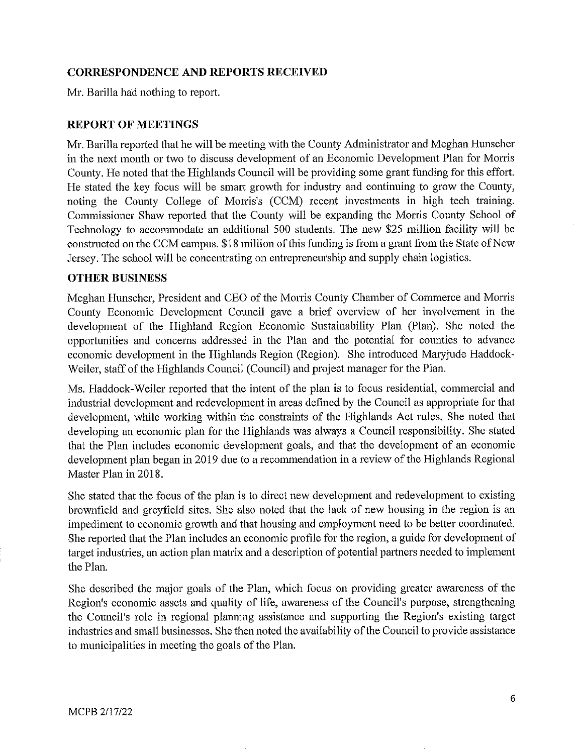## CORRESPONDENCE AND REPORTS RECEIVED

Mr. Barilla had nothing to report.

## REPORT OF MEETINGS

Mr. Barilla reported that he will be meeting with the County Administrator and Meghan Hunscher in the next month or two to discuss development of an Economic Development Plan for Morris County. He noted that the Highlands Council will be providing some grant funding for this effort. He stated the key focus will be smart growth for industry and continuing to grow the County, noting the County College of Morris's (CCM) recent investments in high tech training. Commissioner Shaw reported that the County will be expanding the Morris County School of Technology to accommodate an additional 500 students. The new $25 million facility will be constructed on the CCM campus. $18 million of this funding is from a grant from the State of New Jersey. The school will be concentrating on entrepreneurship and supply chain logistics.

## OTHER BUSINESS

Meghan Hunscher, President and CEO of the Morris County Chamber of Commerce and Morris County Economic Development Council gave a brief overview of her involvement in the development of the Highland Region Economic Sustainability Plan (Plan). She noted the opportunities and concerns addressed in the Plan and the potential for counties to advance economic development in the Highlands Region (Region). She introduced Maryjude Haddock-Weiler, staff of the Highlands Council (Council) and project manager for the Plan.

Ms. Haddock-Weiler reported that the intent of the plan is to focus residential, commercial and industrial development and redevelopment in areas defined by the Council as appropriate for that development, while working within the constraints of the Highlands Act rules. She noted that developing an economic plan for the Highlands was always a Council responsibility. She stated that the Plan includes economic development goals, and that the development of an economic development plan began in 2019 due to a recommendation in a review of the Highlands Regional Master Plan in 2018.

She stated that the focus of the plan is to direct new development and redevelopment to existing brownfield and greyfield sites. She also noted that the lack of new housing in the region is an impediment to economic growth and that housing and employment need to be better coordinated. She reported that the Plan includes an economic profile for the region, a guide for development of target industries, an action plan matrix and a description of potential partners needed to implement the Plan.

She described the major goals of the Plan, which focus on providing greater awareness of the Region's economic assets and quality of life, awareness of the Council's purpose, strengthening the Council's role in regional planning assistance and supporting the Region's existing target industries and small businesses. She then noted the availability of the Council to provide assistance to municipalities in meeting the goals of the Plan.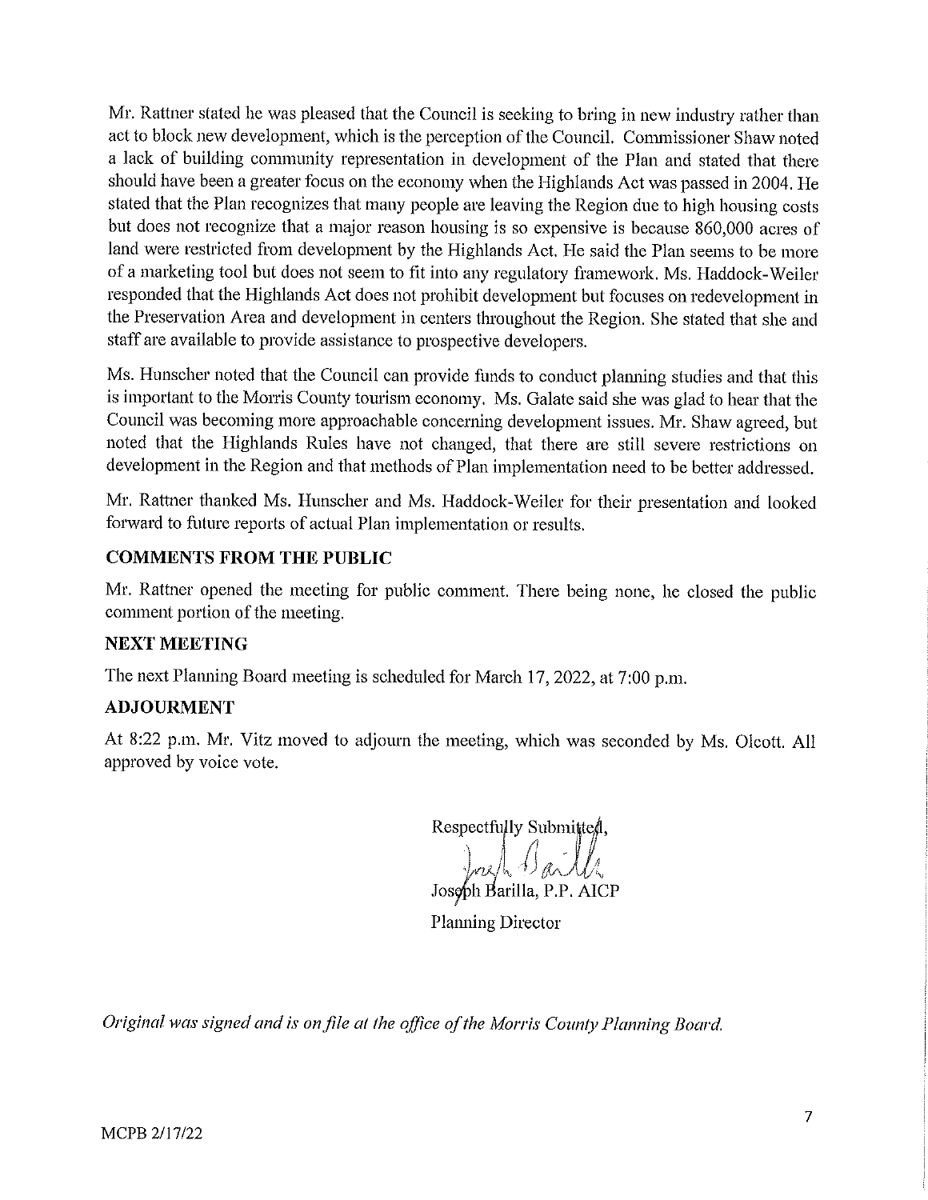Mr. Rattner stated he was pleased that the Council is seeking to bring in new industry rather than act to block new development, which is the perception of the Council. Commissioner Shaw noted a lack of building community representation in development of the Plan and stated that there should have been a greater focus on the economy when the Highlands Act was passed in 2004. He stated that the Plan recognizes that many people are leaving the Region due to high housing costs but does not recognize that a major reason housing is so expensive is because 860,000 acres of land were restricted from development by the Highlands Act. He said the Plan seems to be more of a marketing tool but does not seem to fit into any regulatory framework. Ms. Haddock-Weiler responded that the Highlands Act does not prohibit development but focuses on redevelopment in the Preservation Area and development in centers throughout the Region. She stated that she and staff are available to provide assistance to prospective developers.

Ms. Hunscher noted that the Council can provide funds to conduct planning studies and that this is important to the Morris County tourism economy. Ms. Galate said she was glad to hear that the Council was becoming more approachable concerning development issues. Mr. Shaw agreed, but noted that the Highlands Rules have not changed, that there are still severe restrictions on development in the Region and that methods of Plan implementation need to be better addressed.

Mr. Rattner thanked Ms. Hunscher and Ms. Haddock-Weiler for their presentation and looked forward to future reports of actual Plan implementation or results.

**COMMENTS FROM THE PUBLIC**

Mr. Rattner opened the meeting for public comment. There being none, he closed the public comment portion of the meeting.

**NEXT MEETING**

The next Planning Board meeting is scheduled for March 17, 2022, at 7:00 p.m.

**ADJOURMENT**

At 8:22 p.m. Mr. Vitz moved to adjourn the meeting, which was seconded by Ms. Olcott. All approved by voice vote.

Respectfully Submitted,

Joseph Barilla, P.P. AICP

Planning Director

*Original was signed and is on file at the office of the Morris County Planning Board.*

MCPB 2/17/22